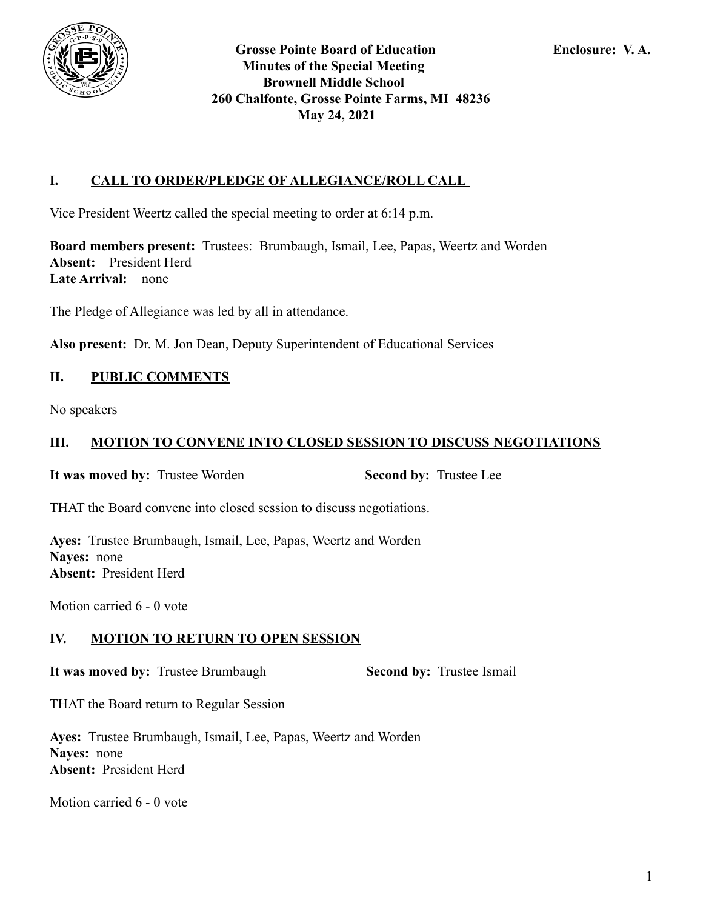**Grosse Pointe Board of Education**
**Minutes of the Special Meeting**
**Brownell Middle School**
**260 Chalfonte, Grosse Pointe Farms, MI 48236**
**May 24, 2021**

**Enclosure: V. A.**

## I. CALL TO ORDER/PLEDGE OF ALLEGIANCE/ROLL CALL

Vice President Weertz called the special meeting to order at 6:14 p.m.

**Board members present:** Trustees: Brumbaugh, Ismail, Lee, Papas, Weertz and Worden
**Absent:** President Herd
**Late Arrival:** none

The Pledge of Allegiance was led by all in attendance.

**Also present:** Dr. M. Jon Dean, Deputy Superintendent of Educational Services

## II. PUBLIC COMMENTS

No speakers

## III. MOTION TO CONVENE INTO CLOSED SESSION TO DISCUSS NEGOTIATIONS

**It was moved by:** Trustee Worden **Second by:** Trustee Lee

THAT the Board convene into closed session to discuss negotiations.

**Ayes:** Trustee Brumbaugh, Ismail, Lee, Papas, Weertz and Worden
**Nayes:** none
**Absent:** President Herd

Motion carried 6 - 0 vote

## IV. MOTION TO RETURN TO OPEN SESSION

**It was moved by:** Trustee Brumbaugh **Second by:** Trustee Ismail

THAT the Board return to Regular Session

**Ayes:** Trustee Brumbaugh, Ismail, Lee, Papas, Weertz and Worden
**Nayes:** none
**Absent:** President Herd

Motion carried 6 - 0 vote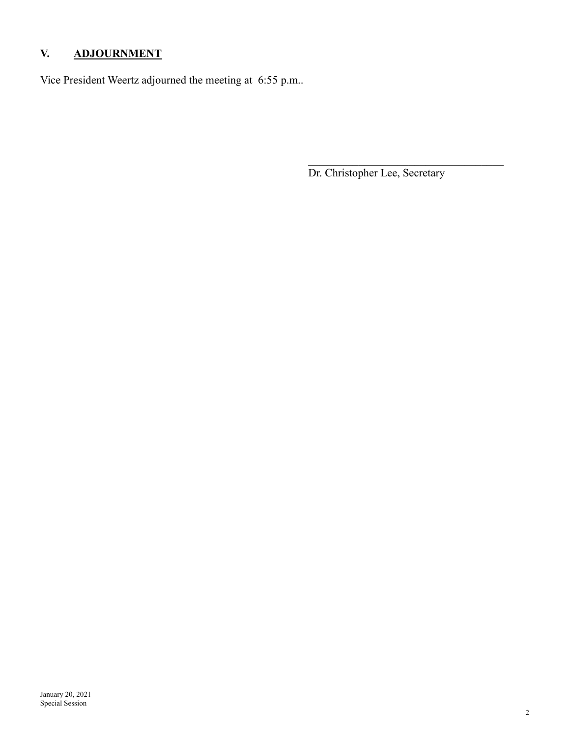## V. ADJOURNMENT

Vice President Weertz adjourned the meeting at 6:55 p.m..

\_\_\_\_\_\_\_\_\_\_\_\_\_\_\_\_\_\_\_\_\_\_\_\_\_\_\_\_\_\_\_\_\_\_\_\_\_\_

Dr. Christopher Lee, Secretary

January 20, 2021
Special Session